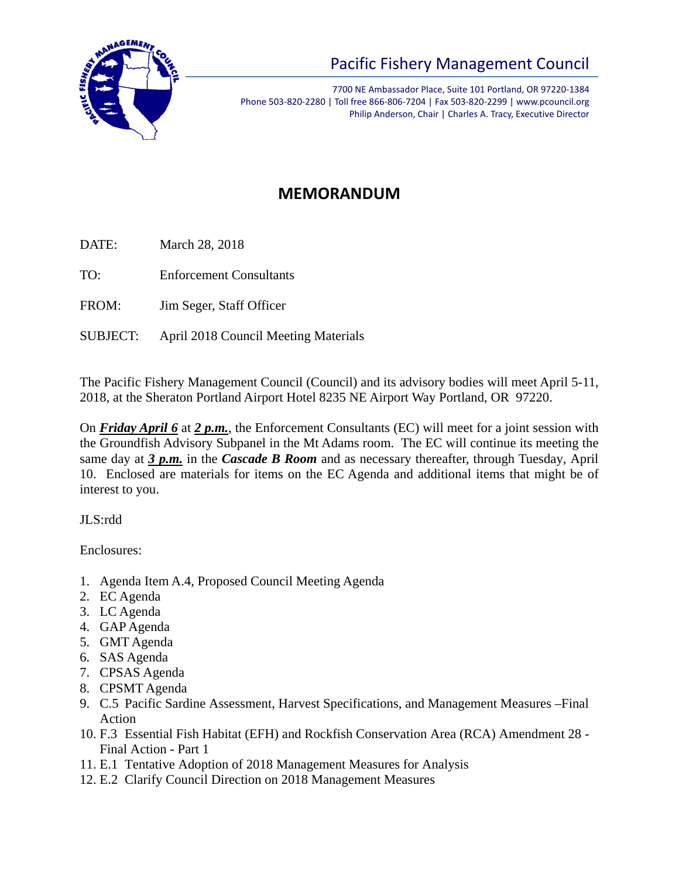# Pacific Fishery Management Council

7700 NE Ambassador Place, Suite 101 Portland, OR 97220-1384
Phone 503-820-2280 | Toll free 866-806-7204 | Fax 503-820-2299 | www.pcouncil.org
Philip Anderson, Chair | Charles A. Tracy, Executive Director

## MEMORANDUM

DATE: March 28, 2018

TO: Enforcement Consultants

FROM: Jim Seger, Staff Officer

SUBJECT: April 2018 Council Meeting Materials

The Pacific Fishery Management Council (Council) and its advisory bodies will meet April 5-11, 2018, at the Sheraton Portland Airport Hotel 8235 NE Airport Way Portland, OR 97220.

On ***Friday April 6*** at ***2 p.m.***, the Enforcement Consultants (EC) will meet for a joint session with the Groundfish Advisory Subpanel in the Mt Adams room. The EC will continue its meeting the same day at ***3 p.m.*** in the ***Cascade B Room*** and as necessary thereafter, through Tuesday, April 10. Enclosed are materials for items on the EC Agenda and additional items that might be of interest to you.

JLS:rdd

Enclosures:

1. Agenda Item A.4, Proposed Council Meeting Agenda
2. EC Agenda
3. LC Agenda
4. GAP Agenda
5. GMT Agenda
6. SAS Agenda
7. CPSAS Agenda
8. CPSMT Agenda
9. C.5 Pacific Sardine Assessment, Harvest Specifications, and Management Measures –Final Action
10. F.3 Essential Fish Habitat (EFH) and Rockfish Conservation Area (RCA) Amendment 28 - Final Action - Part 1
11. E.1 Tentative Adoption of 2018 Management Measures for Analysis
12. E.2 Clarify Council Direction on 2018 Management Measures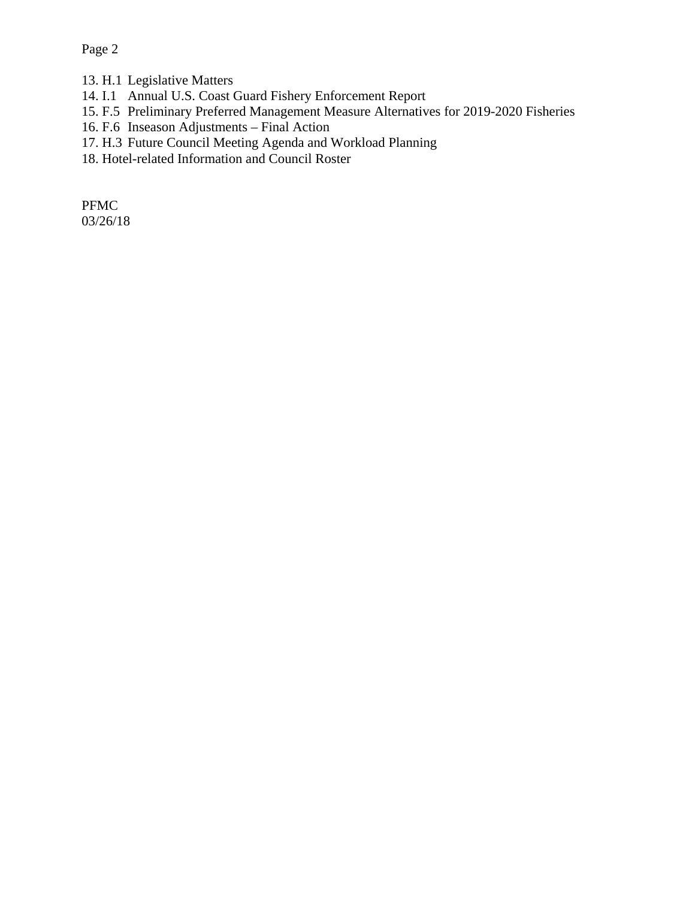13. H.1 Legislative Matters
14. I.1 Annual U.S. Coast Guard Fishery Enforcement Report
15. F.5 Preliminary Preferred Management Measure Alternatives for 2019-2020 Fisheries
16. F.6 Inseason Adjustments – Final Action
17. H.3 Future Council Meeting Agenda and Workload Planning
18. Hotel-related Information and Council Roster

PFMC
03/26/18